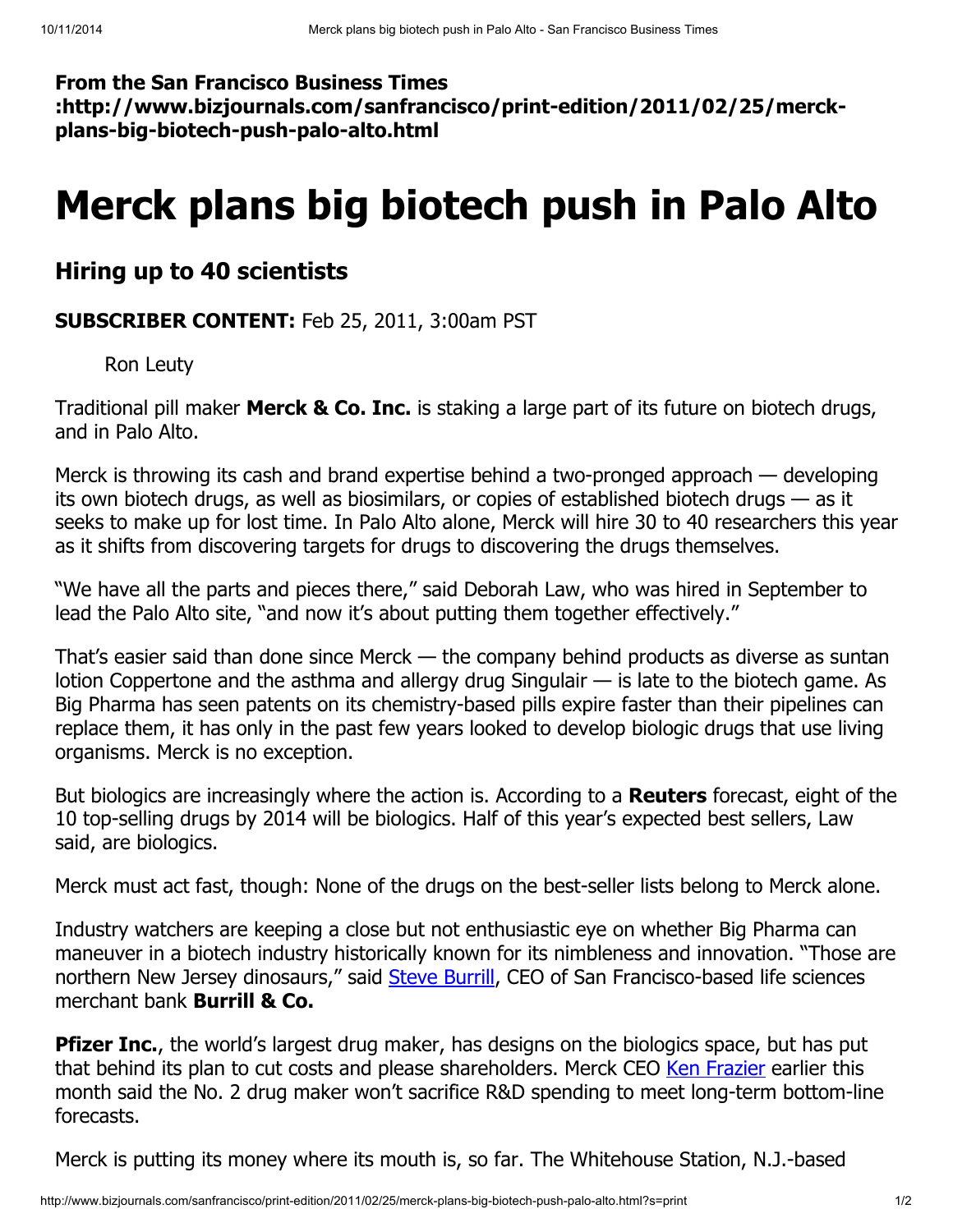**From the San Francisco Business Times :http://www.bizjournals.com/sanfrancisco/print-edition/2011/02/25/merck-plans-big-biotech-push-palo-alto.html**

# Merck plans big biotech push in Palo Alto

## Hiring up to 40 scientists

**SUBSCRIBER CONTENT:** Feb 25, 2011, 3:00am PST

Ron Leuty

Traditional pill maker **Merck & Co. Inc.** is staking a large part of its future on biotech drugs, and in Palo Alto.

Merck is throwing its cash and brand expertise behind a two-pronged approach — developing its own biotech drugs, as well as biosimilars, or copies of established biotech drugs — as it seeks to make up for lost time. In Palo Alto alone, Merck will hire 30 to 40 researchers this year as it shifts from discovering targets for drugs to discovering the drugs themselves.

"We have all the parts and pieces there," said Deborah Law, who was hired in September to lead the Palo Alto site, "and now it's about putting them together effectively."

That's easier said than done since Merck — the company behind products as diverse as suntan lotion Coppertone and the asthma and allergy drug Singulair — is late to the biotech game. As Big Pharma has seen patents on its chemistry-based pills expire faster than their pipelines can replace them, it has only in the past few years looked to develop biologic drugs that use living organisms. Merck is no exception.

But biologics are increasingly where the action is. According to a **Reuters** forecast, eight of the 10 top-selling drugs by 2014 will be biologics. Half of this year's expected best sellers, Law said, are biologics.

Merck must act fast, though: None of the drugs on the best-seller lists belong to Merck alone.

Industry watchers are keeping a close but not enthusiastic eye on whether Big Pharma can maneuver in a biotech industry historically known for its nimbleness and innovation. "Those are northern New Jersey dinosaurs," said Steve Burrill, CEO of San Francisco-based life sciences merchant bank **Burrill & Co.**

**Pfizer Inc.**, the world's largest drug maker, has designs on the biologics space, but has put that behind its plan to cut costs and please shareholders. Merck CEO Ken Frazier earlier this month said the No. 2 drug maker won't sacrifice R&D spending to meet long-term bottom-line forecasts.

Merck is putting its money where its mouth is, so far. The Whitehouse Station, N.J.-based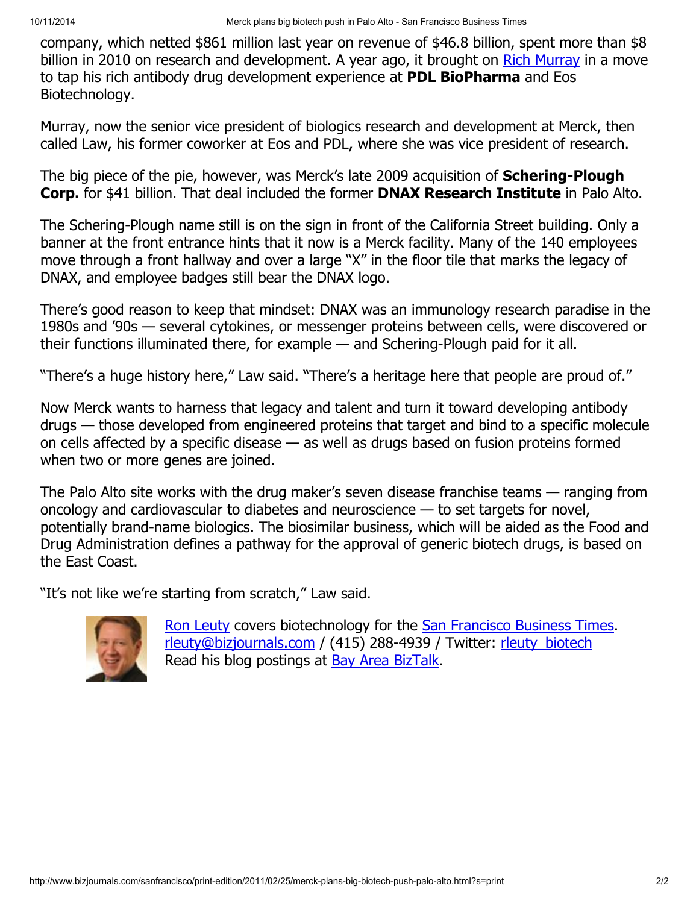company, which netted $861 million last year on revenue of $46.8 billion, spent more than $8 billion in 2010 on research and development. A year ago, it brought on Rich Murray in a move to tap his rich antibody drug development experience at **PDL BioPharma** and Eos Biotechnology.

Murray, now the senior vice president of biologics research and development at Merck, then called Law, his former coworker at Eos and PDL, where she was vice president of research.

The big piece of the pie, however, was Merck's late 2009 acquisition of **Schering-Plough Corp.** for $41 billion. That deal included the former **DNAX Research Institute** in Palo Alto.

The Schering-Plough name still is on the sign in front of the California Street building. Only a banner at the front entrance hints that it now is a Merck facility. Many of the 140 employees move through a front hallway and over a large "X" in the floor tile that marks the legacy of DNAX, and employee badges still bear the DNAX logo.

There's good reason to keep that mindset: DNAX was an immunology research paradise in the 1980s and '90s — several cytokines, or messenger proteins between cells, were discovered or their functions illuminated there, for example — and Schering-Plough paid for it all.

"There's a huge history here," Law said. "There's a heritage here that people are proud of."

Now Merck wants to harness that legacy and talent and turn it toward developing antibody drugs — those developed from engineered proteins that target and bind to a specific molecule on cells affected by a specific disease — as well as drugs based on fusion proteins formed when two or more genes are joined.

The Palo Alto site works with the drug maker's seven disease franchise teams — ranging from oncology and cardiovascular to diabetes and neuroscience — to set targets for novel, potentially brand-name biologics. The biosimilar business, which will be aided as the Food and Drug Administration defines a pathway for the approval of generic biotech drugs, is based on the East Coast.

"It's not like we're starting from scratch," Law said.

Ron Leuty covers biotechnology for the San Francisco Business Times. rleuty@bizjournals.com / (415) 288-4939 / Twitter: rleuty_biotech
Read his blog postings at Bay Area BizTalk.